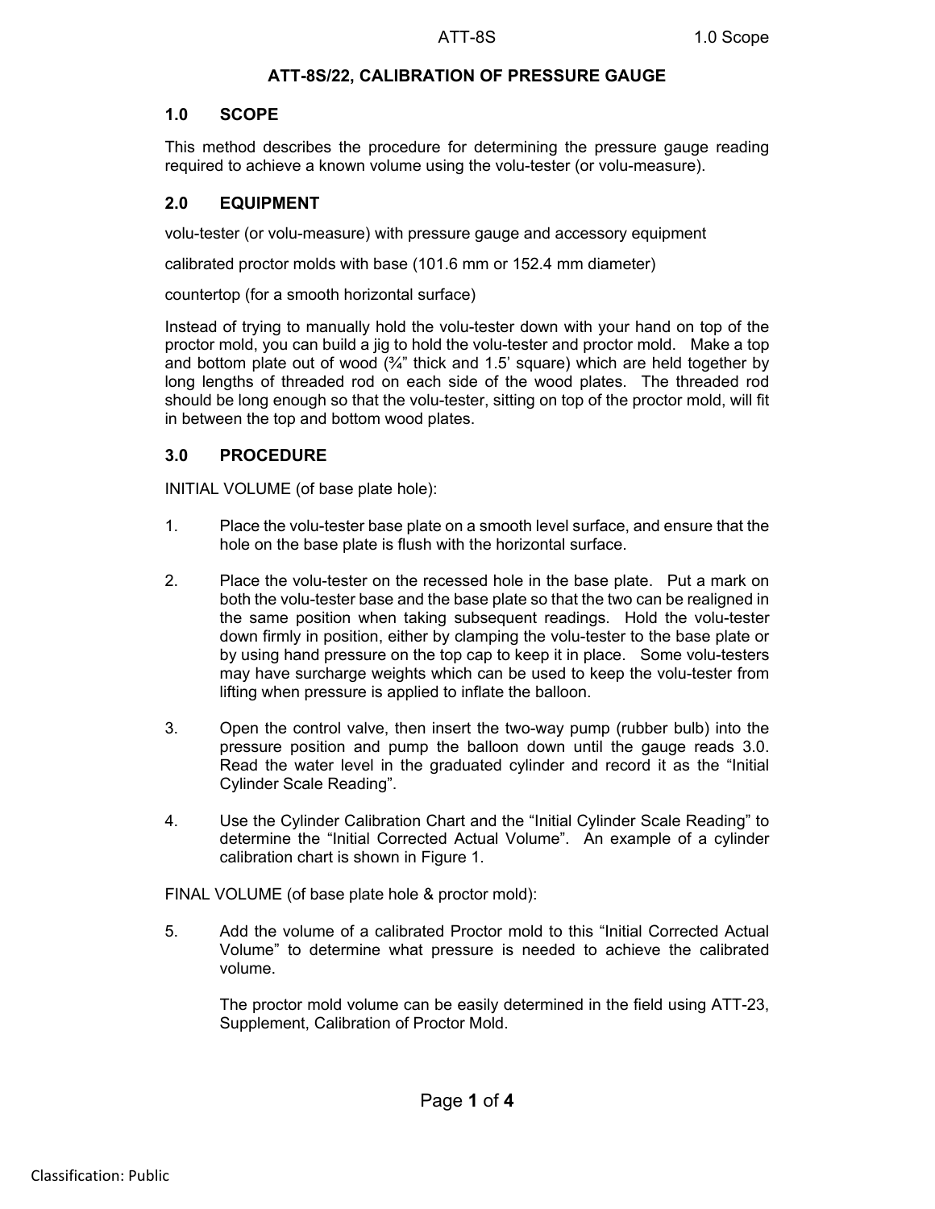# ATT-8S/22, CALIBRATION OF PRESSURE GAUGE

## 1.0 SCOPE

This method describes the procedure for determining the pressure gauge reading required to achieve a known volume using the volu-tester (or volu-measure).

## 2.0 EQUIPMENT

volu-tester (or volu-measure) with pressure gauge and accessory equipment

calibrated proctor molds with base (101.6 mm or 152.4 mm diameter)

countertop (for a smooth horizontal surface)

Instead of trying to manually hold the volu-tester down with your hand on top of the proctor mold, you can build a jig to hold the volu-tester and proctor mold. Make a top and bottom plate out of wood (¾" thick and 1.5' square) which are held together by long lengths of threaded rod on each side of the wood plates. The threaded rod should be long enough so that the volu-tester, sitting on top of the proctor mold, will fit in between the top and bottom wood plates.

## 3.0 PROCEDURE

INITIAL VOLUME (of base plate hole):

1. Place the volu-tester base plate on a smooth level surface, and ensure that the hole on the base plate is flush with the horizontal surface.

2. Place the volu-tester on the recessed hole in the base plate. Put a mark on both the volu-tester base and the base plate so that the two can be realigned in the same position when taking subsequent readings. Hold the volu-tester down firmly in position, either by clamping the volu-tester to the base plate or by using hand pressure on the top cap to keep it in place. Some volu-testers may have surcharge weights which can be used to keep the volu-tester from lifting when pressure is applied to inflate the balloon.

3. Open the control valve, then insert the two-way pump (rubber bulb) into the pressure position and pump the balloon down until the gauge reads 3.0. Read the water level in the graduated cylinder and record it as the "Initial Cylinder Scale Reading".

4. Use the Cylinder Calibration Chart and the "Initial Cylinder Scale Reading" to determine the "Initial Corrected Actual Volume". An example of a cylinder calibration chart is shown in Figure 1.

FINAL VOLUME (of base plate hole & proctor mold):

5. Add the volume of a calibrated Proctor mold to this "Initial Corrected Actual Volume" to determine what pressure is needed to achieve the calibrated volume.

   The proctor mold volume can be easily determined in the field using ATT-23, Supplement, Calibration of Proctor Mold.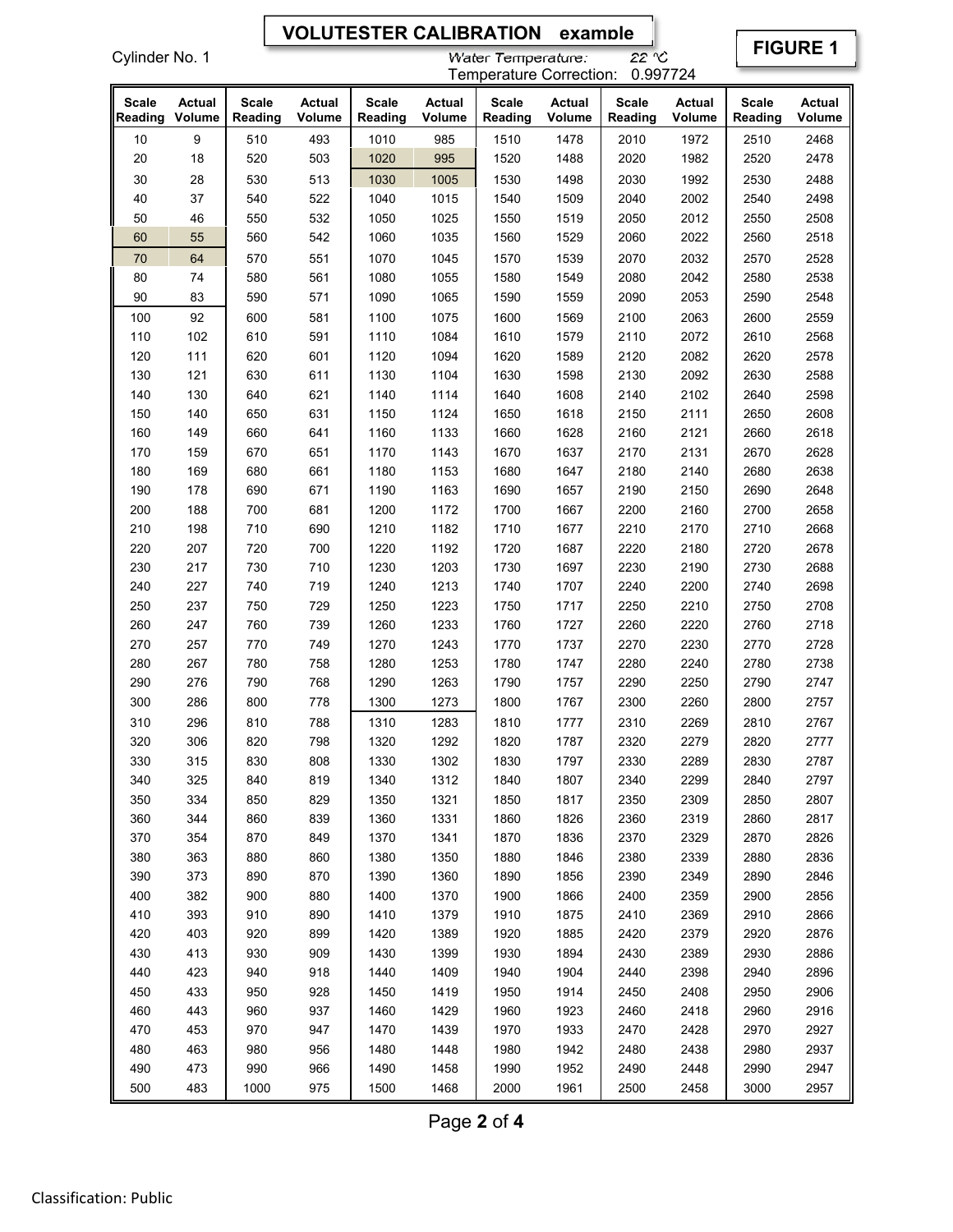# VOLUTESTER CALIBRATION example

**FIGURE 1**

Cylinder No. 1

Water Temperature: 22 °C

Temperature Correction: 0.997724

| Scale Reading | Actual Volume | Scale Reading | Actual Volume | Scale Reading | Actual Volume | Scale Reading | Actual Volume | Scale Reading | Actual Volume | Scale Reading | Actual Volume |
|---|---|---|---|---|---|---|---|---|---|---|---|
| 10 | 9 | 510 | 493 | 1010 | 985 | 1510 | 1478 | 2010 | 1972 | 2510 | 2468 |
| 20 | 18 | 520 | 503 | 1020 | 995 | 1520 | 1488 | 2020 | 1982 | 2520 | 2478 |
| 30 | 28 | 530 | 513 | 1030 | 1005 | 1530 | 1498 | 2030 | 1992 | 2530 | 2488 |
| 40 | 37 | 540 | 522 | 1040 | 1015 | 1540 | 1509 | 2040 | 2002 | 2540 | 2498 |
| 50 | 46 | 550 | 532 | 1050 | 1025 | 1550 | 1519 | 2050 | 2012 | 2550 | 2508 |
| 60 | 55 | 560 | 542 | 1060 | 1035 | 1560 | 1529 | 2060 | 2022 | 2560 | 2518 |
| 70 | 64 | 570 | 551 | 1070 | 1045 | 1570 | 1539 | 2070 | 2032 | 2570 | 2528 |
| 80 | 74 | 580 | 561 | 1080 | 1055 | 1580 | 1549 | 2080 | 2042 | 2580 | 2538 |
| 90 | 83 | 590 | 571 | 1090 | 1065 | 1590 | 1559 | 2090 | 2053 | 2590 | 2548 |
| 100 | 92 | 600 | 581 | 1100 | 1075 | 1600 | 1569 | 2100 | 2063 | 2600 | 2559 |
| 110 | 102 | 610 | 591 | 1110 | 1084 | 1610 | 1579 | 2110 | 2072 | 2610 | 2568 |
| 120 | 111 | 620 | 601 | 1120 | 1094 | 1620 | 1589 | 2120 | 2082 | 2620 | 2578 |
| 130 | 121 | 630 | 611 | 1130 | 1104 | 1630 | 1598 | 2130 | 2092 | 2630 | 2588 |
| 140 | 130 | 640 | 621 | 1140 | 1114 | 1640 | 1608 | 2140 | 2102 | 2640 | 2598 |
| 150 | 140 | 650 | 631 | 1150 | 1124 | 1650 | 1618 | 2150 | 2111 | 2650 | 2608 |
| 160 | 149 | 660 | 641 | 1160 | 1133 | 1660 | 1628 | 2160 | 2121 | 2660 | 2618 |
| 170 | 159 | 670 | 651 | 1170 | 1143 | 1670 | 1637 | 2170 | 2131 | 2670 | 2628 |
| 180 | 169 | 680 | 661 | 1180 | 1153 | 1680 | 1647 | 2180 | 2140 | 2680 | 2638 |
| 190 | 178 | 690 | 671 | 1190 | 1163 | 1690 | 1657 | 2190 | 2150 | 2690 | 2648 |
| 200 | 188 | 700 | 681 | 1200 | 1172 | 1700 | 1667 | 2200 | 2160 | 2700 | 2658 |
| 210 | 198 | 710 | 690 | 1210 | 1182 | 1710 | 1677 | 2210 | 2170 | 2710 | 2668 |
| 220 | 207 | 720 | 700 | 1220 | 1192 | 1720 | 1687 | 2220 | 2180 | 2720 | 2678 |
| 230 | 217 | 730 | 710 | 1230 | 1203 | 1730 | 1697 | 2230 | 2190 | 2730 | 2688 |
| 240 | 227 | 740 | 719 | 1240 | 1213 | 1740 | 1707 | 2240 | 2200 | 2740 | 2698 |
| 250 | 237 | 750 | 729 | 1250 | 1223 | 1750 | 1717 | 2250 | 2210 | 2750 | 2708 |
| 260 | 247 | 760 | 739 | 1260 | 1233 | 1760 | 1727 | 2260 | 2220 | 2760 | 2718 |
| 270 | 257 | 770 | 749 | 1270 | 1243 | 1770 | 1737 | 2270 | 2230 | 2770 | 2728 |
| 280 | 267 | 780 | 758 | 1280 | 1253 | 1780 | 1747 | 2280 | 2240 | 2780 | 2738 |
| 290 | 276 | 790 | 768 | 1290 | 1263 | 1790 | 1757 | 2290 | 2250 | 2790 | 2747 |
| 300 | 286 | 800 | 778 | 1300 | 1273 | 1800 | 1767 | 2300 | 2260 | 2800 | 2757 |
| 310 | 296 | 810 | 788 | 1310 | 1283 | 1810 | 1777 | 2310 | 2269 | 2810 | 2767 |
| 320 | 306 | 820 | 798 | 1320 | 1292 | 1820 | 1787 | 2320 | 2279 | 2820 | 2777 |
| 330 | 315 | 830 | 808 | 1330 | 1302 | 1830 | 1797 | 2330 | 2289 | 2830 | 2787 |
| 340 | 325 | 840 | 819 | 1340 | 1312 | 1840 | 1807 | 2340 | 2299 | 2840 | 2797 |
| 350 | 334 | 850 | 829 | 1350 | 1321 | 1850 | 1817 | 2350 | 2309 | 2850 | 2807 |
| 360 | 344 | 860 | 839 | 1360 | 1331 | 1860 | 1826 | 2360 | 2319 | 2860 | 2817 |
| 370 | 354 | 870 | 849 | 1370 | 1341 | 1870 | 1836 | 2370 | 2329 | 2870 | 2826 |
| 380 | 363 | 880 | 860 | 1380 | 1350 | 1880 | 1846 | 2380 | 2339 | 2880 | 2836 |
| 390 | 373 | 890 | 870 | 1390 | 1360 | 1890 | 1856 | 2390 | 2349 | 2890 | 2846 |
| 400 | 382 | 900 | 880 | 1400 | 1370 | 1900 | 1866 | 2400 | 2359 | 2900 | 2856 |
| 410 | 393 | 910 | 890 | 1410 | 1379 | 1910 | 1875 | 2410 | 2369 | 2910 | 2866 |
| 420 | 403 | 920 | 899 | 1420 | 1389 | 1920 | 1885 | 2420 | 2379 | 2920 | 2876 |
| 430 | 413 | 930 | 909 | 1430 | 1399 | 1930 | 1894 | 2430 | 2389 | 2930 | 2886 |
| 440 | 423 | 940 | 918 | 1440 | 1409 | 1940 | 1904 | 2440 | 2398 | 2940 | 2896 |
| 450 | 433 | 950 | 928 | 1450 | 1419 | 1950 | 1914 | 2450 | 2408 | 2950 | 2906 |
| 460 | 443 | 960 | 937 | 1460 | 1429 | 1960 | 1923 | 2460 | 2418 | 2960 | 2916 |
| 470 | 453 | 970 | 947 | 1470 | 1439 | 1970 | 1933 | 2470 | 2428 | 2970 | 2927 |
| 480 | 463 | 980 | 956 | 1480 | 1448 | 1980 | 1942 | 2480 | 2438 | 2980 | 2937 |
| 490 | 473 | 990 | 966 | 1490 | 1458 | 1990 | 1952 | 2490 | 2448 | 2990 | 2947 |
| 500 | 483 | 1000 | 975 | 1500 | 1468 | 2000 | 1961 | 2500 | 2458 | 3000 | 2957 |

Classification: Public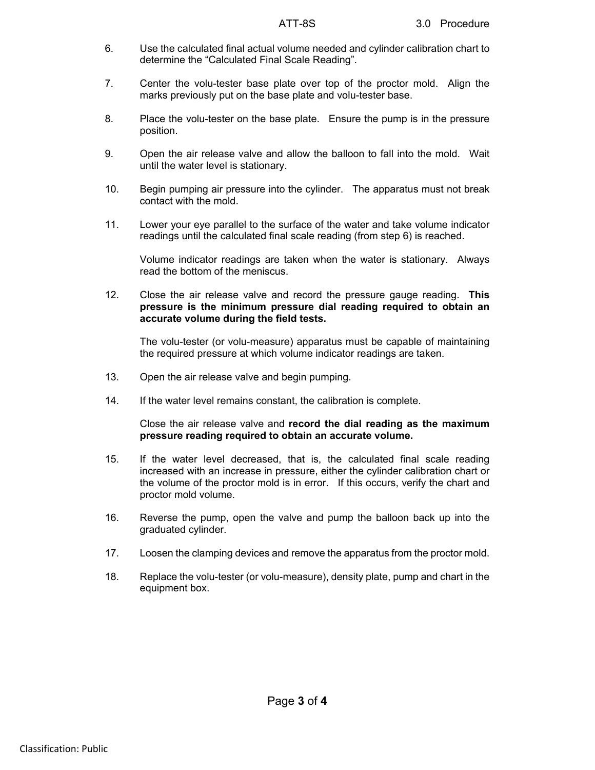6. Use the calculated final actual volume needed and cylinder calibration chart to determine the "Calculated Final Scale Reading".

7. Center the volu-tester base plate over top of the proctor mold. Align the marks previously put on the base plate and volu-tester base.

8. Place the volu-tester on the base plate. Ensure the pump is in the pressure position.

9. Open the air release valve and allow the balloon to fall into the mold. Wait until the water level is stationary.

10. Begin pumping air pressure into the cylinder. The apparatus must not break contact with the mold.

11. Lower your eye parallel to the surface of the water and take volume indicator readings until the calculated final scale reading (from step 6) is reached.

    Volume indicator readings are taken when the water is stationary. Always read the bottom of the meniscus.

12. Close the air release valve and record the pressure gauge reading. **This pressure is the minimum pressure dial reading required to obtain an accurate volume during the field tests.**

    The volu-tester (or volu-measure) apparatus must be capable of maintaining the required pressure at which volume indicator readings are taken.

13. Open the air release valve and begin pumping.

14. If the water level remains constant, the calibration is complete.

    Close the air release valve and **record the dial reading as the maximum pressure reading required to obtain an accurate volume.**

15. If the water level decreased, that is, the calculated final scale reading increased with an increase in pressure, either the cylinder calibration chart or the volume of the proctor mold is in error. If this occurs, verify the chart and proctor mold volume.

16. Reverse the pump, open the valve and pump the balloon back up into the graduated cylinder.

17. Loosen the clamping devices and remove the apparatus from the proctor mold.

18. Replace the volu-tester (or volu-measure), density plate, pump and chart in the equipment box.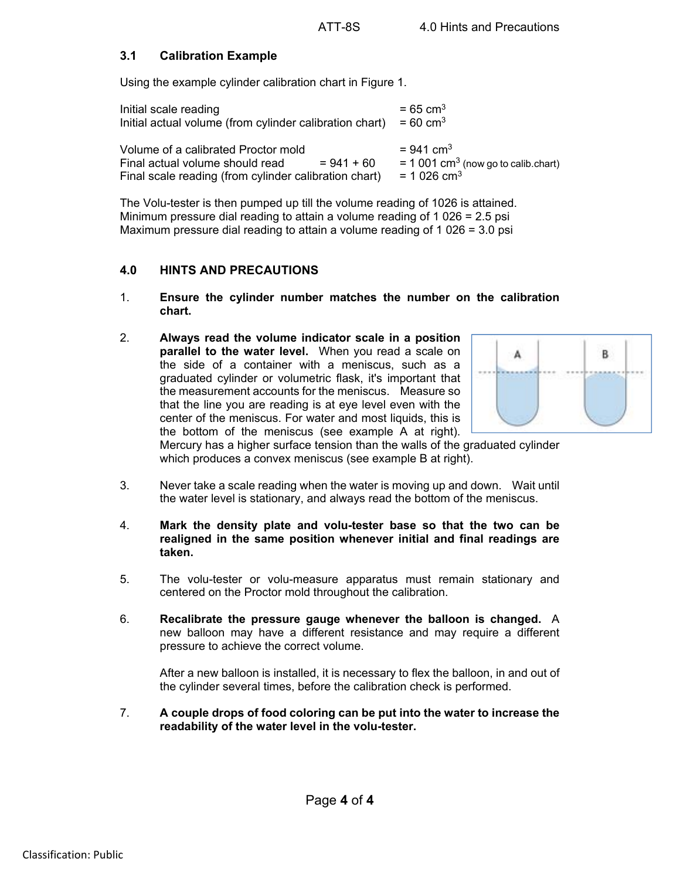### 3.1 Calibration Example

Using the example cylinder calibration chart in Figure 1.

Initial scale reading = 65 $cm^3$
Initial actual volume (from cylinder calibration chart) = 60 $cm^3$

Volume of a calibrated Proctor mold = 941 $cm^3$
Final actual volume should read = 941 + 60 = 1 001 $cm^3$ (now go to calib.chart)
Final scale reading (from cylinder calibration chart) = 1 026 $cm^3$

The Volu-tester is then pumped up till the volume reading of 1026 is attained.
Minimum pressure dial reading to attain a volume reading of 1 026 = 2.5 psi
Maximum pressure dial reading to attain a volume reading of 1 026 = 3.0 psi

## 4.0 HINTS AND PRECAUTIONS

1. **Ensure the cylinder number matches the number on the calibration chart.**

2. **Always read the volume indicator scale in a position parallel to the water level.** When you read a scale on the side of a container with a meniscus, such as a graduated cylinder or volumetric flask, it's important that the measurement accounts for the meniscus. Measure so that the line you are reading is at eye level even with the center of the meniscus. For water and most liquids, this is the bottom of the meniscus (see example A at right). Mercury has a higher surface tension than the walls of the graduated cylinder which produces a convex meniscus (see example B at right).

   A B

3. Never take a scale reading when the water is moving up and down. Wait until the water level is stationary, and always read the bottom of the meniscus.

4. **Mark the density plate and volu-tester base so that the two can be realigned in the same position whenever initial and final readings are taken.**

5. The volu-tester or volu-measure apparatus must remain stationary and centered on the Proctor mold throughout the calibration.

6. **Recalibrate the pressure gauge whenever the balloon is changed.** A new balloon may have a different resistance and may require a different pressure to achieve the correct volume.

   After a new balloon is installed, it is necessary to flex the balloon, in and out of the cylinder several times, before the calibration check is performed.

7. **A couple drops of food coloring can be put into the water to increase the readability of the water level in the volu-tester.**